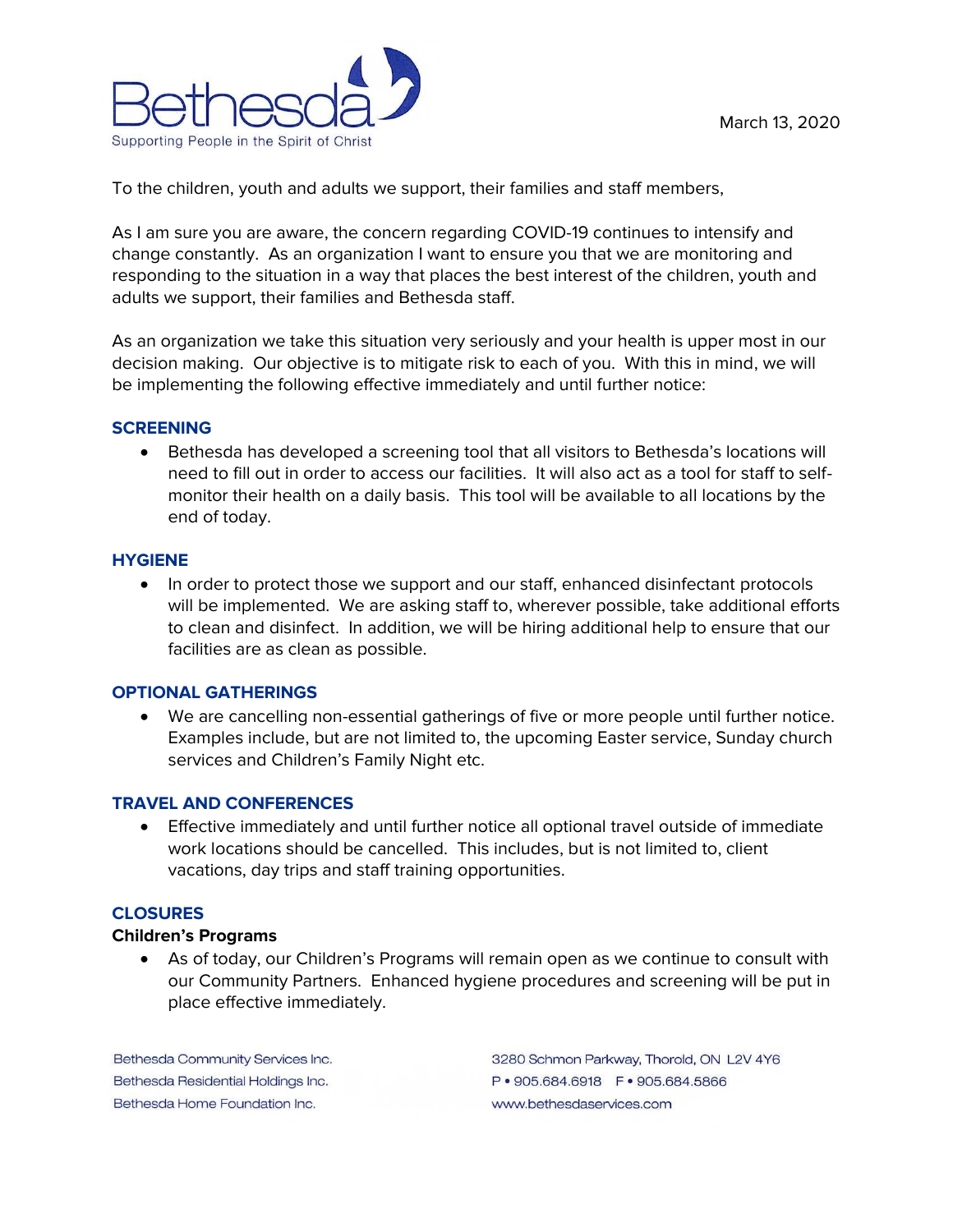Bethesda
Supporting People in the Spirit of Christ

March 13, 2020

To the children, youth and adults we support, their families and staff members,

As I am sure you are aware, the concern regarding COVID-19 continues to intensify and change constantly. As an organization I want to ensure you that we are monitoring and responding to the situation in a way that places the best interest of the children, youth and adults we support, their families and Bethesda staff.

As an organization we take this situation very seriously and your health is upper most in our decision making. Our objective is to mitigate risk to each of you. With this in mind, we will be implementing the following effective immediately and until further notice:

## SCREENING

- Bethesda has developed a screening tool that all visitors to Bethesda's locations will need to fill out in order to access our facilities. It will also act as a tool for staff to self-monitor their health on a daily basis. This tool will be available to all locations by the end of today.

## HYGIENE

- In order to protect those we support and our staff, enhanced disinfectant protocols will be implemented. We are asking staff to, wherever possible, take additional efforts to clean and disinfect. In addition, we will be hiring additional help to ensure that our facilities are as clean as possible.

## OPTIONAL GATHERINGS

- We are cancelling non-essential gatherings of five or more people until further notice. Examples include, but are not limited to, the upcoming Easter service, Sunday church services and Children's Family Night etc.

## TRAVEL AND CONFERENCES

- Effective immediately and until further notice all optional travel outside of immediate work locations should be cancelled. This includes, but is not limited to, client vacations, day trips and staff training opportunities.

## CLOSURES

**Children's Programs**

- As of today, our Children's Programs will remain open as we continue to consult with our Community Partners. Enhanced hygiene procedures and screening will be put in place effective immediately.

Bethesda Community Services Inc.
Bethesda Residential Holdings Inc.
Bethesda Home Foundation Inc.

3280 Schmon Parkway, Thorold, ON L2V 4Y6
P • 905.684.6918 F • 905.684.5866
www.bethesdaservices.com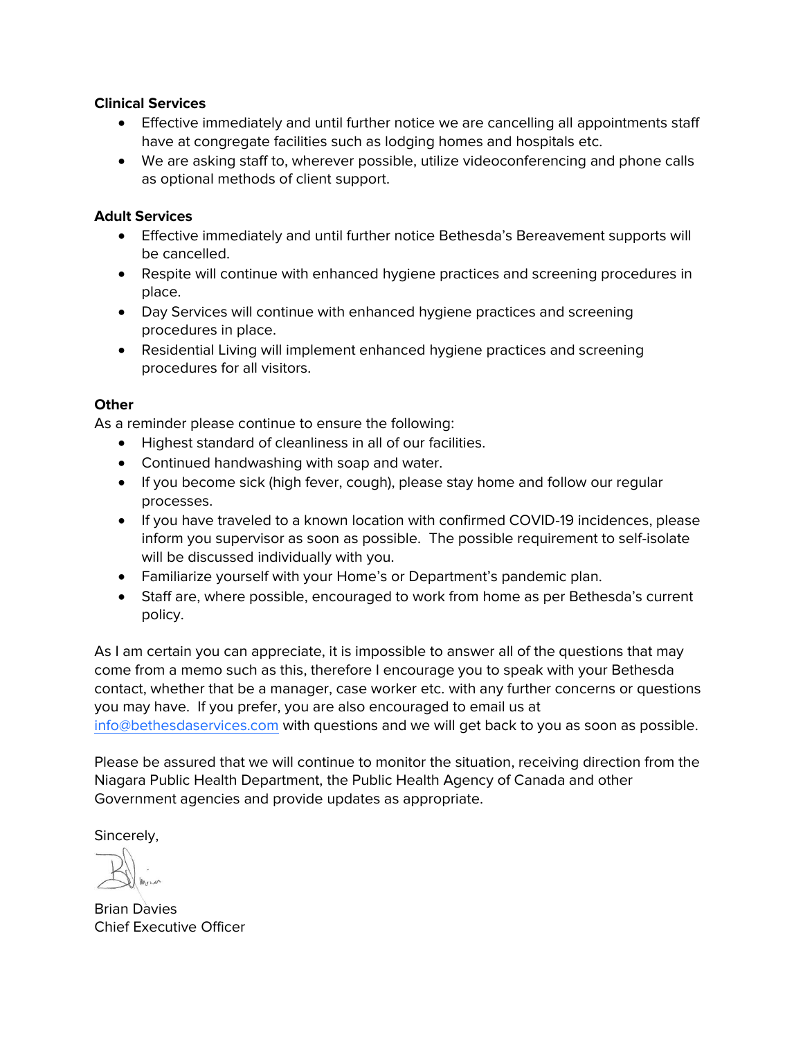**Clinical Services**

- Effective immediately and until further notice we are cancelling all appointments staff have at congregate facilities such as lodging homes and hospitals etc.
- We are asking staff to, wherever possible, utilize videoconferencing and phone calls as optional methods of client support.

**Adult Services**

- Effective immediately and until further notice Bethesda's Bereavement supports will be cancelled.
- Respite will continue with enhanced hygiene practices and screening procedures in place.
- Day Services will continue with enhanced hygiene practices and screening procedures in place.
- Residential Living will implement enhanced hygiene practices and screening procedures for all visitors.

**Other**

As a reminder please continue to ensure the following:

- Highest standard of cleanliness in all of our facilities.
- Continued handwashing with soap and water.
- If you become sick (high fever, cough), please stay home and follow our regular processes.
- If you have traveled to a known location with confirmed COVID-19 incidences, please inform you supervisor as soon as possible. The possible requirement to self-isolate will be discussed individually with you.
- Familiarize yourself with your Home's or Department's pandemic plan.
- Staff are, where possible, encouraged to work from home as per Bethesda's current policy.

As I am certain you can appreciate, it is impossible to answer all of the questions that may come from a memo such as this, therefore I encourage you to speak with your Bethesda contact, whether that be a manager, case worker etc. with any further concerns or questions you may have. If you prefer, you are also encouraged to email us at info@bethesdaservices.com with questions and we will get back to you as soon as possible.

Please be assured that we will continue to monitor the situation, receiving direction from the Niagara Public Health Department, the Public Health Agency of Canada and other Government agencies and provide updates as appropriate.

Sincerely,

Brian Davies
Chief Executive Officer